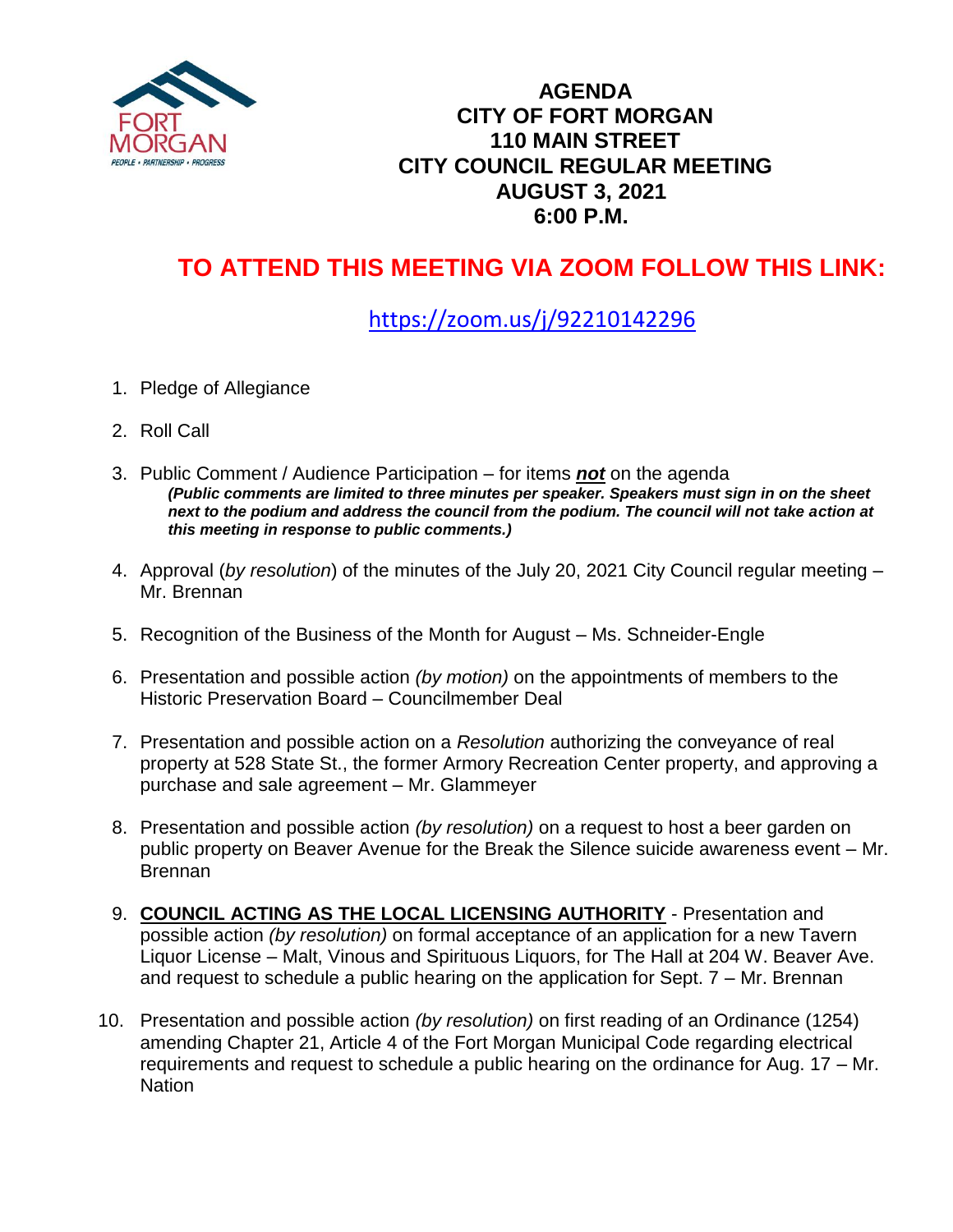# AGENDA
## CITY OF FORT MORGAN
## 110 MAIN STREET
## CITY COUNCIL REGULAR MEETING
## AUGUST 3, 2021
## 6:00 P.M.

## TO ATTEND THIS MEETING VIA ZOOM FOLLOW THIS LINK:

https://zoom.us/j/92210142296

1. Pledge of Allegiance

2. Roll Call

3. Public Comment / Audience Participation – for items ***not*** on the agenda
***(Public comments are limited to three minutes per speaker. Speakers must sign in on the sheet next to the podium and address the council from the podium. The council will not take action at this meeting in response to public comments.)***

4. Approval (*by resolution*) of the minutes of the July 20, 2021 City Council regular meeting – Mr. Brennan

5. Recognition of the Business of the Month for August – Ms. Schneider-Engle

6. Presentation and possible action *(by motion)* on the appointments of members to the Historic Preservation Board – Councilmember Deal

7. Presentation and possible action on a *Resolution* authorizing the conveyance of real property at 528 State St., the former Armory Recreation Center property, and approving a purchase and sale agreement – Mr. Glammeyer

8. Presentation and possible action *(by resolution)* on a request to host a beer garden on public property on Beaver Avenue for the Break the Silence suicide awareness event – Mr. Brennan

9. **COUNCIL ACTING AS THE LOCAL LICENSING AUTHORITY** - Presentation and possible action *(by resolution)* on formal acceptance of an application for a new Tavern Liquor License – Malt, Vinous and Spirituous Liquors, for The Hall at 204 W. Beaver Ave. and request to schedule a public hearing on the application for Sept. 7 – Mr. Brennan

10. Presentation and possible action *(by resolution)* on first reading of an Ordinance (1254) amending Chapter 21, Article 4 of the Fort Morgan Municipal Code regarding electrical requirements and request to schedule a public hearing on the ordinance for Aug. 17 – Mr. Nation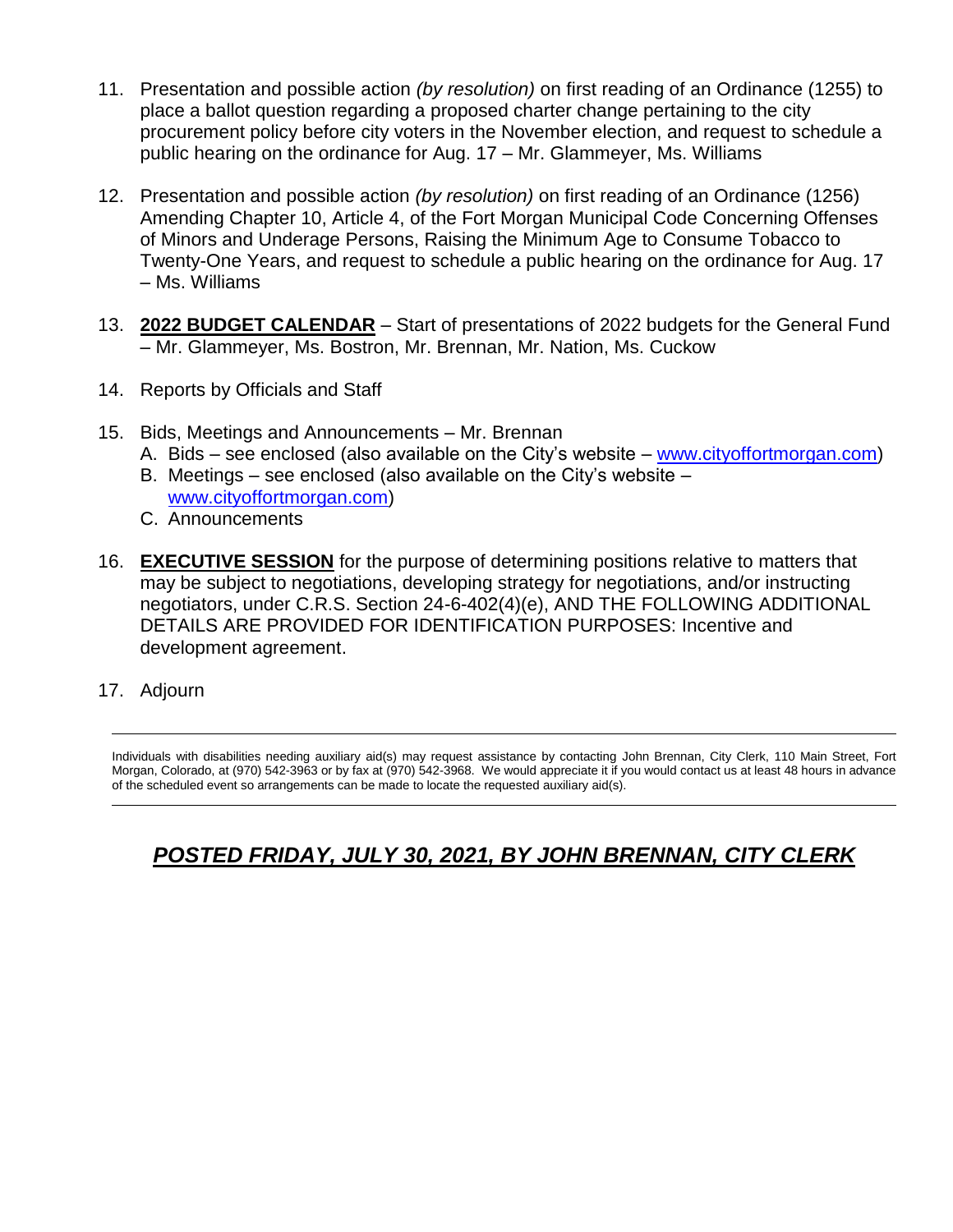11. Presentation and possible action *(by resolution)* on first reading of an Ordinance (1255) to place a ballot question regarding a proposed charter change pertaining to the city procurement policy before city voters in the November election, and request to schedule a public hearing on the ordinance for Aug. 17 – Mr. Glammeyer, Ms. Williams

12. Presentation and possible action *(by resolution)* on first reading of an Ordinance (1256) Amending Chapter 10, Article 4, of the Fort Morgan Municipal Code Concerning Offenses of Minors and Underage Persons, Raising the Minimum Age to Consume Tobacco to Twenty-One Years, and request to schedule a public hearing on the ordinance for Aug. 17 – Ms. Williams

13. **2022 BUDGET CALENDAR** – Start of presentations of 2022 budgets for the General Fund – Mr. Glammeyer, Ms. Bostron, Mr. Brennan, Mr. Nation, Ms. Cuckow

14. Reports by Officials and Staff

15. Bids, Meetings and Announcements – Mr. Brennan
    A. Bids – see enclosed (also available on the City's website – www.cityoffortmorgan.com)
    B. Meetings – see enclosed (also available on the City's website – www.cityoffortmorgan.com)
    C. Announcements

16. **EXECUTIVE SESSION** for the purpose of determining positions relative to matters that may be subject to negotiations, developing strategy for negotiations, and/or instructing negotiators, under C.R.S. Section 24-6-402(4)(e), AND THE FOLLOWING ADDITIONAL DETAILS ARE PROVIDED FOR IDENTIFICATION PURPOSES: Incentive and development agreement.

17. Adjourn

---

Individuals with disabilities needing auxiliary aid(s) may request assistance by contacting John Brennan, City Clerk, 110 Main Street, Fort Morgan, Colorado, at (970) 542-3963 or by fax at (970) 542-3968. We would appreciate it if you would contact us at least 48 hours in advance of the scheduled event so arrangements can be made to locate the requested auxiliary aid(s).

---

***POSTED FRIDAY, JULY 30, 2021, BY JOHN BRENNAN, CITY CLERK***